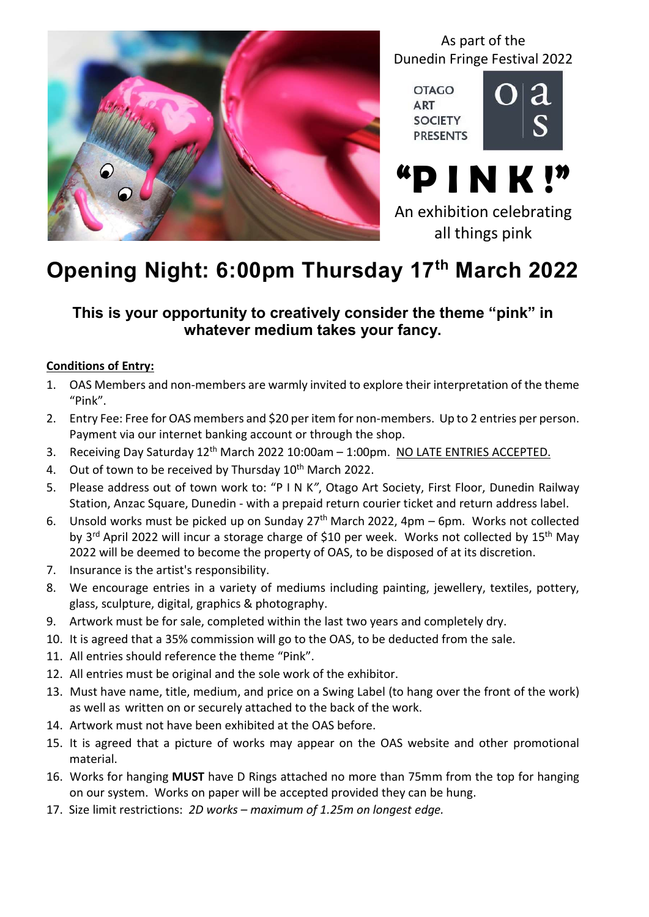As part of the
Dunedin Fringe Festival 2022

OTAGO
ART
SOCIETY
PRESENTS

# "P I N K !"

An exhibition celebrating all things pink

## Opening Night: 6:00pm Thursday 17th March 2022

### This is your opportunity to creatively consider the theme "pink" in whatever medium takes your fancy.

**Conditions of Entry:**

1. OAS Members and non-members are warmly invited to explore their interpretation of the theme "Pink".
2. Entry Fee: Free for OAS members and $20 per item for non-members. Up to 2 entries per person. Payment via our internet banking account or through the shop.
3. Receiving Day Saturday 12th March 2022 10:00am – 1:00pm. NO LATE ENTRIES ACCEPTED.
4. Out of town to be received by Thursday 10th March 2022.
5. Please address out of town work to: "P I N K", Otago Art Society, First Floor, Dunedin Railway Station, Anzac Square, Dunedin - with a prepaid return courier ticket and return address label.
6. Unsold works must be picked up on Sunday 27th March 2022, 4pm – 6pm. Works not collected by 3rd April 2022 will incur a storage charge of $10 per week. Works not collected by 15th May 2022 will be deemed to become the property of OAS, to be disposed of at its discretion.
7. Insurance is the artist's responsibility.
8. We encourage entries in a variety of mediums including painting, jewellery, textiles, pottery, glass, sculpture, digital, graphics & photography.
9. Artwork must be for sale, completed within the last two years and completely dry.
10. It is agreed that a 35% commission will go to the OAS, to be deducted from the sale.
11. All entries should reference the theme "Pink".
12. All entries must be original and the sole work of the exhibitor.
13. Must have name, title, medium, and price on a Swing Label (to hang over the front of the work) as well as written on or securely attached to the back of the work.
14. Artwork must not have been exhibited at the OAS before.
15. It is agreed that a picture of works may appear on the OAS website and other promotional material.
16. Works for hanging **MUST** have D Rings attached no more than 75mm from the top for hanging on our system. Works on paper will be accepted provided they can be hung.
17. Size limit restrictions: *2D works – maximum of 1.25m on longest edge.*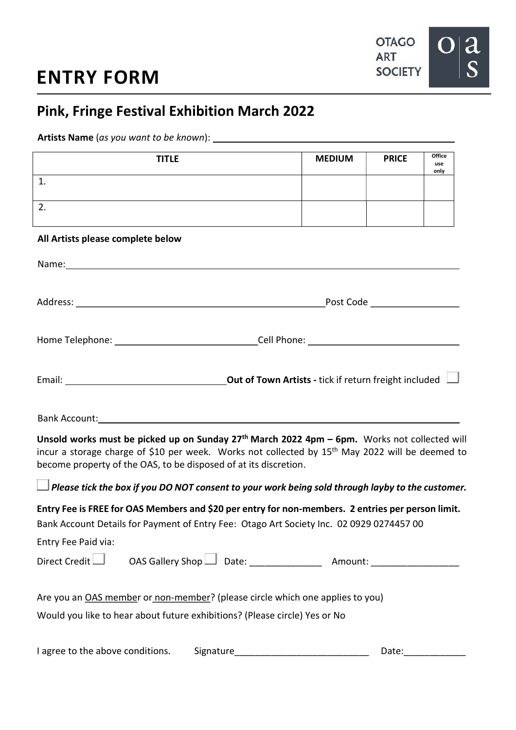# ENTRY FORM

OTAGO ART SOCIETY

## Pink, Fringe Festival Exhibition March 2022

**Artists Name** (*as you want to be known*): ______________________________

| TITLE | MEDIUM | PRICE | Office use only |
|---|---|---|---|
| 1. | | | |
| 2. | | | |

**All Artists please complete below**

Name: ______________________________

Address: ______________________________ Post Code ______________

Home Telephone: ______________________ Cell Phone: ______________________

Email: ______________________ **Out of Town Artists -** tick if return freight included ☐

Bank Account: ______________________________

**Unsold works must be picked up on Sunday 27th March 2022 4pm – 6pm.** Works not collected will incur a storage charge of $10 per week. Works not collected by 15th May 2022 will be deemed to become property of the OAS, to be disposed of at its discretion.

☐ ***Please tick the box if you DO NOT consent to your work being sold through layby to the customer.***

**Entry Fee is FREE for OAS Members and $20 per entry for non-members. 2 entries per person limit.**

Bank Account Details for Payment of Entry Fee: Otago Art Society Inc. 02 0929 0274457 00

Entry Fee Paid via:

Direct Credit ☐ OAS Gallery Shop ☐ Date: ______________ Amount: ________________

Are you an OAS member or non-member? (please circle which one applies to you)

Would you like to hear about future exhibitions? (Please circle) Yes or No

I agree to the above conditions. Signature__________________________ Date:____________